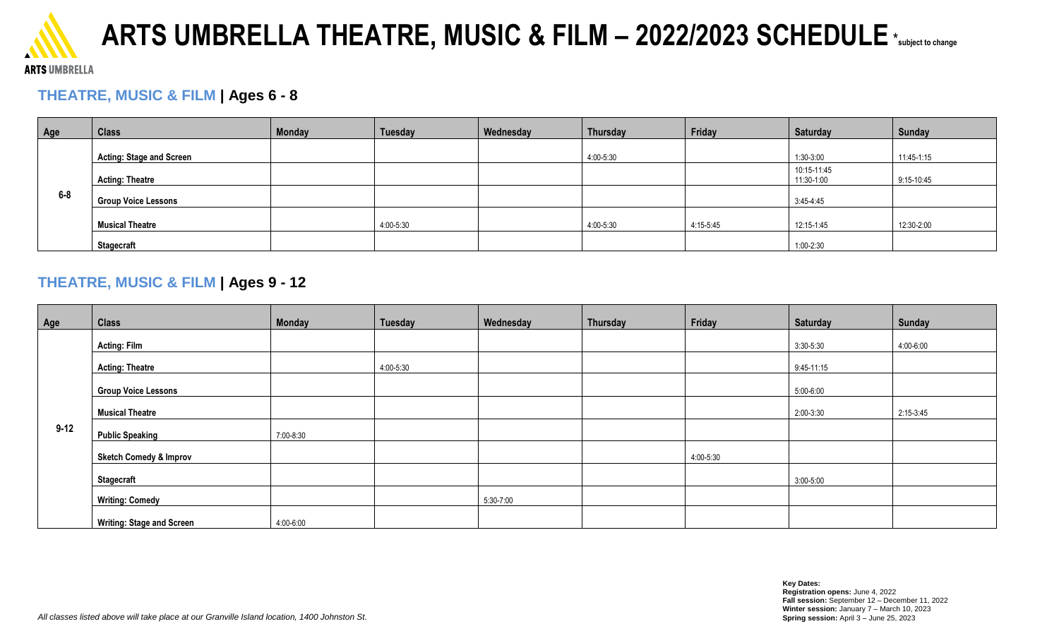# ARTS UMBRELLA THEATRE, MUSIC & FILM – 2022/2023 SCHEDULE *subject to change

ARTS UMBRELLA

## THEATRE, MUSIC & FILM | Ages 6 - 8

| Age | Class | Monday | Tuesday | Wednesday | Thursday | Friday | Saturday | Sunday |
|---|---|---|---|---|---|---|---|---|
| 6-8 | **Acting: Stage and Screen** | | | | 4:00-5:30 | | 1:30-3:00 | 11:45-1:15 |
| | **Acting: Theatre** | | | | | | 10:15-11:45<br>11:30-1:00 | 9:15-10:45 |
| | **Group Voice Lessons** | | | | | | 3:45-4:45 | |
| | **Musical Theatre** | | 4:00-5:30 | | 4:00-5:30 | 4:15-5:45 | 12:15-1:45 | 12:30-2:00 |
| | **Stagecraft** | | | | | | 1:00-2:30 | |

## THEATRE, MUSIC & FILM | Ages 9 - 12

| Age | Class | Monday | Tuesday | Wednesday | Thursday | Friday | Saturday | Sunday |
|---|---|---|---|---|---|---|---|---|
| 9-12 | **Acting: Film** | | | | | | 3:30-5:30 | 4:00-6:00 |
| | **Acting: Theatre** | | 4:00-5:30 | | | | 9:45-11:15 | |
| | **Group Voice Lessons** | | | | | | 5:00-6:00 | |
| | **Musical Theatre** | | | | | | 2:00-3:30 | 2:15-3:45 |
| | **Public Speaking** | 7:00-8:30 | | | | | | |
| | **Sketch Comedy & Improv** | | | | | 4:00-5:30 | | |
| | **Stagecraft** | | | | | | 3:00-5:00 | |
| | **Writing: Comedy** | | | 5:30-7:00 | | | | |
| | **Writing: Stage and Screen** | 4:00-6:00 | | | | | | |

*All classes listed above will take place at our Granville Island location, 1400 Johnston St.*

**Key Dates:**
**Registration opens:** June 4, 2022
**Fall session:** September 12 – December 11, 2022
**Winter session:** January 7 – March 10, 2023
**Spring session:** April 3 – June 25, 2023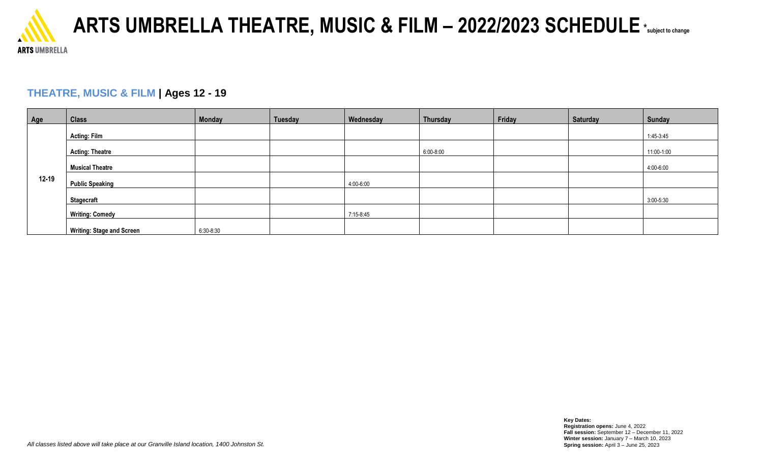# ARTS UMBRELLA THEATRE, MUSIC & FILM – 2022/2023 SCHEDULE *subject to change

ARTS UMBRELLA

## THEATRE, MUSIC & FILM | Ages 12 - 19

| Age | Class | Monday | Tuesday | Wednesday | Thursday | Friday | Saturday | Sunday |
|---|---|---|---|---|---|---|---|---|
| 12-19 | Acting: Film | | | | | | | 1:45-3:45 |
| | Acting: Theatre | | | | 6:00-8:00 | | | 11:00-1:00 |
| | Musical Theatre | | | | | | | 4:00-6:00 |
| | Public Speaking | | | 4:00-6:00 | | | | |
| | Stagecraft | | | | | | | 3:00-5:30 |
| | Writing: Comedy | | | 7:15-8:45 | | | | |
| | Writing: Stage and Screen | 6:30-8:30 | | | | | | |

*All classes listed above will take place at our Granville Island location, 1400 Johnston St.*

**Key Dates:**
**Registration opens:** June 4, 2022
**Fall session:** September 12 – December 11, 2022
**Winter session:** January 7 – March 10, 2023
**Spring session:** April 3 – June 25, 2023